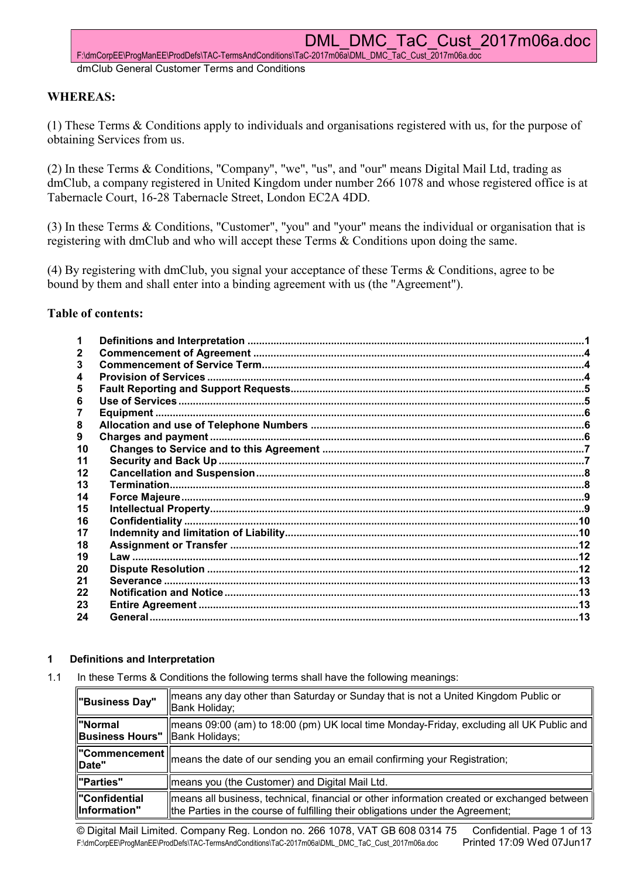dmClub General Customer Terms and Conditions

**WHEREAS:**

(1) These Terms & Conditions apply to individuals and organisations registered with us, for the purpose of obtaining Services from us.

(2) In these Terms & Conditions, "Company", "we", "us", and "our" means Digital Mail Ltd, trading as dmClub, a company registered in United Kingdom under number 266 1078 and whose registered office is at Tabernacle Court, 16-28 Tabernacle Street, London EC2A 4DD.

(3) In these Terms & Conditions, "Customer", "you" and "your" means the individual or organisation that is registering with dmClub and who will accept these Terms & Conditions upon doing the same.

(4) By registering with dmClub, you signal your acceptance of these Terms & Conditions, agree to be bound by them and shall enter into a binding agreement with us (the "Agreement").

**Table of contents:**

| | | |
|---|---|---|
| 1 | Definitions and Interpretation | 1 |
| 2 | Commencement of Agreement | 4 |
| 3 | Commencement of Service Term | 4 |
| 4 | Provision of Services | 4 |
| 5 | Fault Reporting and Support Requests | 5 |
| 6 | Use of Services | 5 |
| 7 | Equipment | 6 |
| 8 | Allocation and use of Telephone Numbers | 6 |
| 9 | Charges and payment | 6 |
| 10 | Changes to Service and to this Agreement | 7 |
| 11 | Security and Back Up | 7 |
| 12 | Cancellation and Suspension | 8 |
| 13 | Termination | 8 |
| 14 | Force Majeure | 9 |
| 15 | Intellectual Property | 9 |
| 16 | Confidentiality | 10 |
| 17 | Indemnity and limitation of Liability | 10 |
| 18 | Assignment or Transfer | 12 |
| 19 | Law | 12 |
| 20 | Dispute Resolution | 12 |
| 21 | Severance | 13 |
| 22 | Notification and Notice | 13 |
| 23 | Entire Agreement | 13 |
| 24 | General | 13 |

## 1 Definitions and Interpretation

1.1 In these Terms & Conditions the following terms shall have the following meanings:

| Term | Meaning |
|---|---|
| **"Business Day"** | means any day other than Saturday or Sunday that is not a United Kingdom Public or Bank Holiday; |
| **"Normal Business Hours"** | means 09:00 (am) to 18:00 (pm) UK local time Monday-Friday, excluding all UK Public and Bank Holidays; |
| **"Commencement Date"** | means the date of our sending you an email confirming your Registration; |
| **"Parties"** | means you (the Customer) and Digital Mail Ltd. |
| **"Confidential Information"** | means all business, technical, financial or other information created or exchanged between the Parties in the course of fulfilling their obligations under the Agreement; |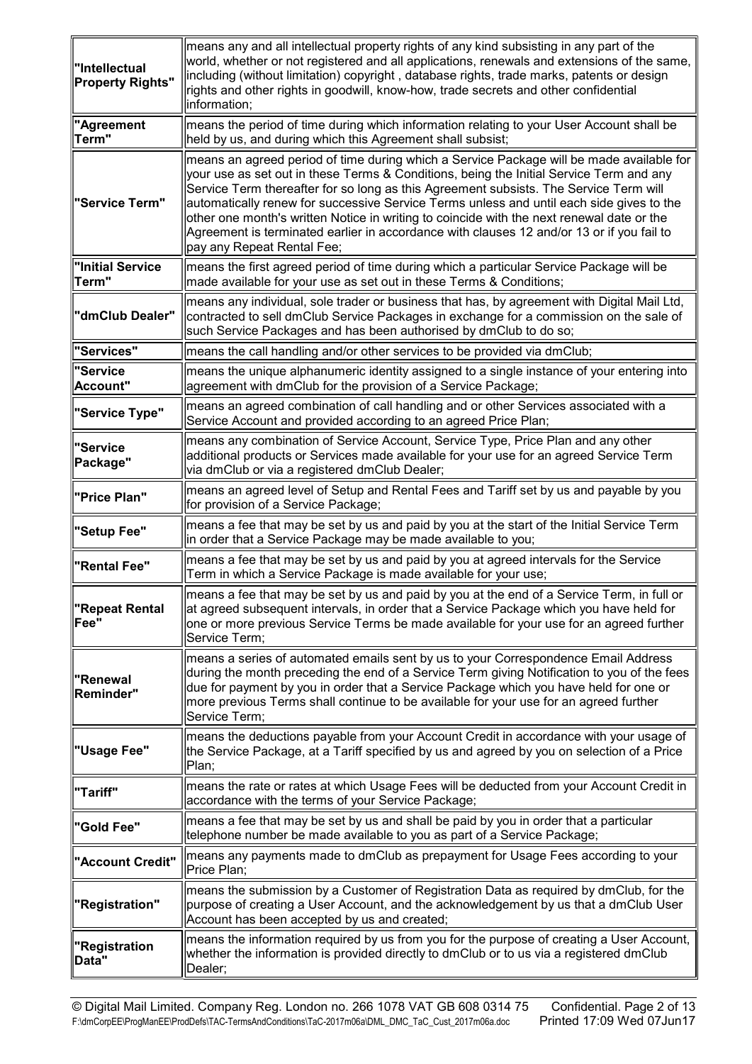| | |
|---|---|
| **"Intellectual Property Rights"** | means any and all intellectual property rights of any kind subsisting in any part of the world, whether or not registered and all applications, renewals and extensions of the same, including (without limitation) copyright , database rights, trade marks, patents or design rights and other rights in goodwill, know-how, trade secrets and other confidential information; |
| **"Agreement Term"** | means the period of time during which information relating to your User Account shall be held by us, and during which this Agreement shall subsist; |
| **"Service Term"** | means an agreed period of time during which a Service Package will be made available for your use as set out in these Terms & Conditions, being the Initial Service Term and any Service Term thereafter for so long as this Agreement subsists. The Service Term will automatically renew for successive Service Terms unless and until each side gives to the other one month's written Notice in writing to coincide with the next renewal date or the Agreement is terminated earlier in accordance with clauses 12 and/or 13 or if you fail to pay any Repeat Rental Fee; |
| **"Initial Service Term"** | means the first agreed period of time during which a particular Service Package will be made available for your use as set out in these Terms & Conditions; |
| **"dmClub Dealer"** | means any individual, sole trader or business that has, by agreement with Digital Mail Ltd, contracted to sell dmClub Service Packages in exchange for a commission on the sale of such Service Packages and has been authorised by dmClub to do so; |
| **"Services"** | means the call handling and/or other services to be provided via dmClub; |
| **"Service Account"** | means the unique alphanumeric identity assigned to a single instance of your entering into agreement with dmClub for the provision of a Service Package; |
| **"Service Type"** | means an agreed combination of call handling and or other Services associated with a Service Account and provided according to an agreed Price Plan; |
| **"Service Package"** | means any combination of Service Account, Service Type, Price Plan and any other additional products or Services made available for your use for an agreed Service Term via dmClub or via a registered dmClub Dealer; |
| **"Price Plan"** | means an agreed level of Setup and Rental Fees and Tariff set by us and payable by you for provision of a Service Package; |
| **"Setup Fee"** | means a fee that may be set by us and paid by you at the start of the Initial Service Term in order that a Service Package may be made available to you; |
| **"Rental Fee"** | means a fee that may be set by us and paid by you at agreed intervals for the Service Term in which a Service Package is made available for your use; |
| **"Repeat Rental Fee"** | means a fee that may be set by us and paid by you at the end of a Service Term, in full or at agreed subsequent intervals, in order that a Service Package which you have held for one or more previous Service Terms be made available for your use for an agreed further Service Term; |
| **"Renewal Reminder"** | means a series of automated emails sent by us to your Correspondence Email Address during the month preceding the end of a Service Term giving Notification to you of the fees due for payment by you in order that a Service Package which you have held for one or more previous Terms shall continue to be available for your use for an agreed further Service Term; |
| **"Usage Fee"** | means the deductions payable from your Account Credit in accordance with your usage of the Service Package, at a Tariff specified by us and agreed by you on selection of a Price Plan; |
| **"Tariff"** | means the rate or rates at which Usage Fees will be deducted from your Account Credit in accordance with the terms of your Service Package; |
| **"Gold Fee"** | means a fee that may be set by us and shall be paid by you in order that a particular telephone number be made available to you as part of a Service Package; |
| **"Account Credit"** | means any payments made to dmClub as prepayment for Usage Fees according to your Price Plan; |
| **"Registration"** | means the submission by a Customer of Registration Data as required by dmClub, for the purpose of creating a User Account, and the acknowledgement by us that a dmClub User Account has been accepted by us and created; |
| **"Registration Data"** | means the information required by us from you for the purpose of creating a User Account, whether the information is provided directly to dmClub or to us via a registered dmClub Dealer; |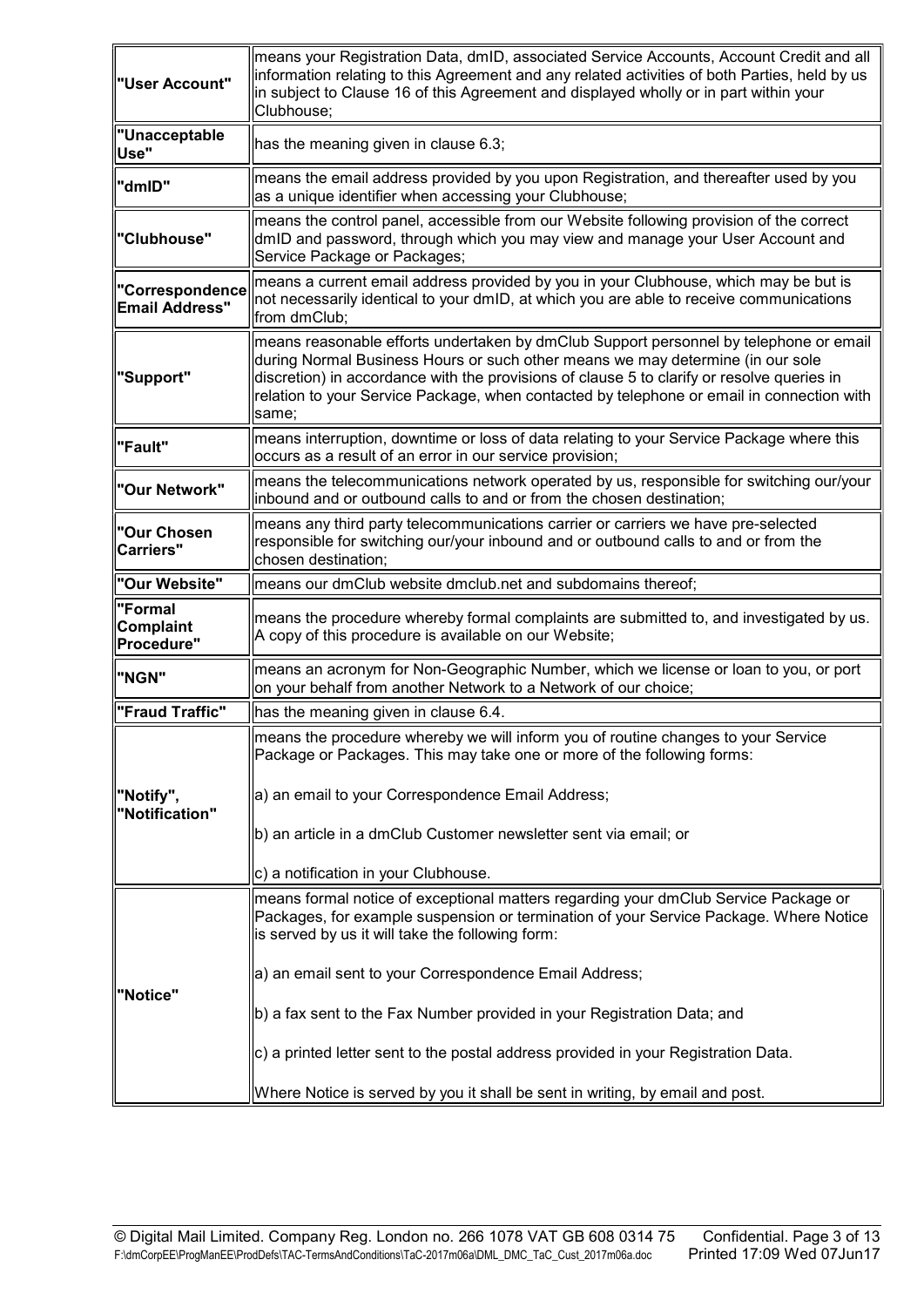| | |
|---|---|
| **"User Account"** | means your Registration Data, dmID, associated Service Accounts, Account Credit and all information relating to this Agreement and any related activities of both Parties, held by us in subject to Clause 16 of this Agreement and displayed wholly or in part within your Clubhouse; |
| **"Unacceptable Use"** | has the meaning given in clause 6.3; |
| **"dmID"** | means the email address provided by you upon Registration, and thereafter used by you as a unique identifier when accessing your Clubhouse; |
| **"Clubhouse"** | means the control panel, accessible from our Website following provision of the correct dmID and password, through which you may view and manage your User Account and Service Package or Packages; |
| **"Correspondence Email Address"** | means a current email address provided by you in your Clubhouse, which may be but is not necessarily identical to your dmID, at which you are able to receive communications from dmClub; |
| **"Support"** | means reasonable efforts undertaken by dmClub Support personnel by telephone or email during Normal Business Hours or such other means we may determine (in our sole discretion) in accordance with the provisions of clause 5 to clarify or resolve queries in relation to your Service Package, when contacted by telephone or email in connection with same; |
| **"Fault"** | means interruption, downtime or loss of data relating to your Service Package where this occurs as a result of an error in our service provision; |
| **"Our Network"** | means the telecommunications network operated by us, responsible for switching our/your inbound and or outbound calls to and or from the chosen destination; |
| **"Our Chosen Carriers"** | means any third party telecommunications carrier or carriers we have pre-selected responsible for switching our/your inbound and or outbound calls to and or from the chosen destination; |
| **"Our Website"** | means our dmClub website dmclub.net and subdomains thereof; |
| **"Formal Complaint Procedure"** | means the procedure whereby formal complaints are submitted to, and investigated by us. A copy of this procedure is available on our Website; |
| **"NGN"** | means an acronym for Non-Geographic Number, which we license or loan to you, or port on your behalf from another Network to a Network of our choice; |
| **"Fraud Traffic"** | has the meaning given in clause 6.4. |
| **"Notify", "Notification"** | means the procedure whereby we will inform you of routine changes to your Service Package or Packages. This may take one or more of the following forms:<br><br>a) an email to your Correspondence Email Address;<br><br>b) an article in a dmClub Customer newsletter sent via email; or<br><br>c) a notification in your Clubhouse. |
| **"Notice"** | means formal notice of exceptional matters regarding your dmClub Service Package or Packages, for example suspension or termination of your Service Package. Where Notice is served by us it will take the following form:<br><br>a) an email sent to your Correspondence Email Address;<br><br>b) a fax sent to the Fax Number provided in your Registration Data; and<br><br>c) a printed letter sent to the postal address provided in your Registration Data.<br><br>Where Notice is served by you it shall be sent in writing, by email and post. |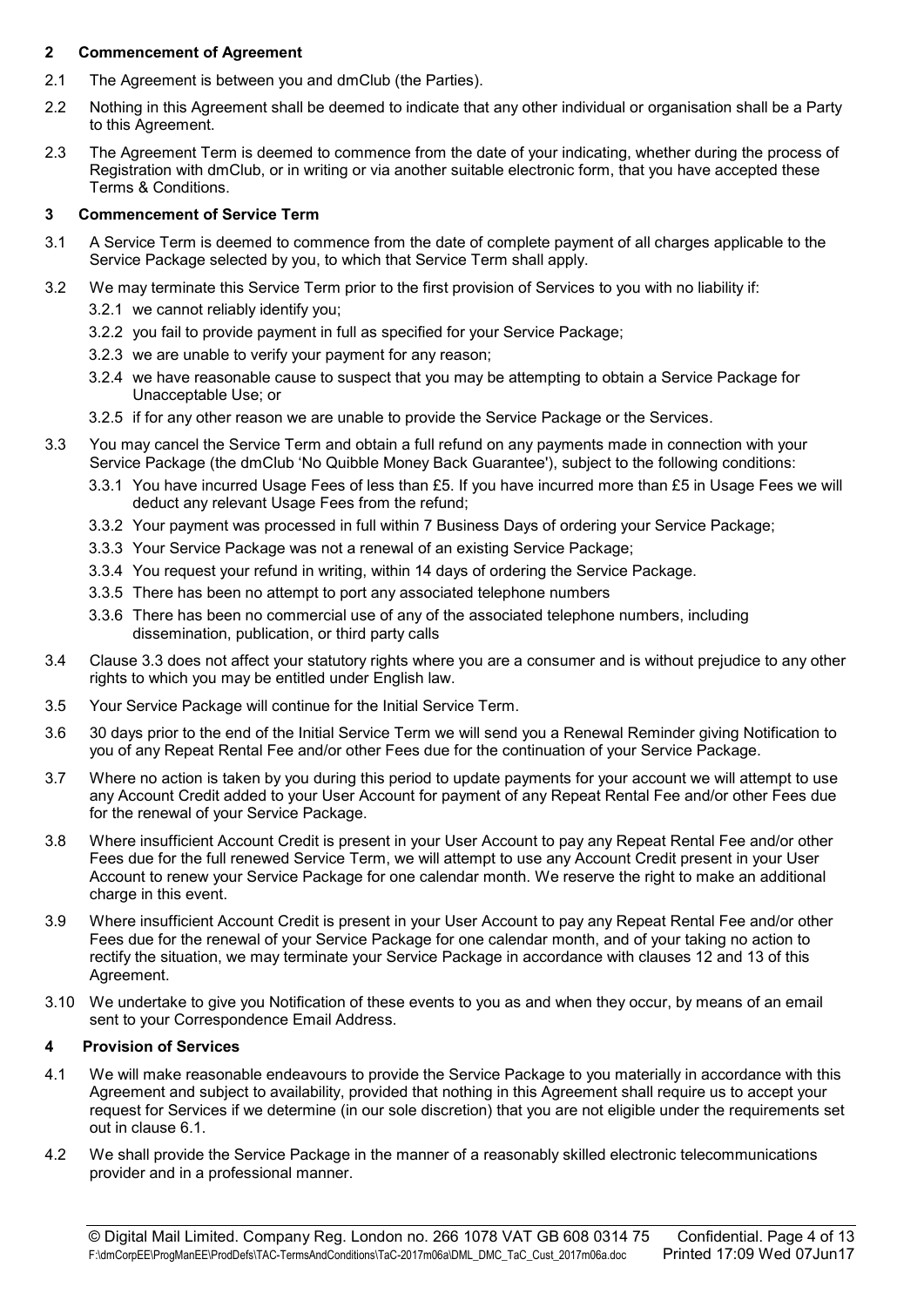## 2 Commencement of Agreement

2.1 The Agreement is between you and dmClub (the Parties).

2.2 Nothing in this Agreement shall be deemed to indicate that any other individual or organisation shall be a Party to this Agreement.

2.3 The Agreement Term is deemed to commence from the date of your indicating, whether during the process of Registration with dmClub, or in writing or via another suitable electronic form, that you have accepted these Terms & Conditions.

## 3 Commencement of Service Term

3.1 A Service Term is deemed to commence from the date of complete payment of all charges applicable to the Service Package selected by you, to which that Service Term shall apply.

3.2 We may terminate this Service Term prior to the first provision of Services to you with no liability if:

3.2.1 we cannot reliably identify you;

3.2.2 you fail to provide payment in full as specified for your Service Package;

3.2.3 we are unable to verify your payment for any reason;

3.2.4 we have reasonable cause to suspect that you may be attempting to obtain a Service Package for Unacceptable Use; or

3.2.5 if for any other reason we are unable to provide the Service Package or the Services.

3.3 You may cancel the Service Term and obtain a full refund on any payments made in connection with your Service Package (the dmClub 'No Quibble Money Back Guarantee'), subject to the following conditions:

3.3.1 You have incurred Usage Fees of less than £5. If you have incurred more than £5 in Usage Fees we will deduct any relevant Usage Fees from the refund;

3.3.2 Your payment was processed in full within 7 Business Days of ordering your Service Package;

3.3.3 Your Service Package was not a renewal of an existing Service Package;

3.3.4 You request your refund in writing, within 14 days of ordering the Service Package.

3.3.5 There has been no attempt to port any associated telephone numbers

3.3.6 There has been no commercial use of any of the associated telephone numbers, including dissemination, publication, or third party calls

3.4 Clause 3.3 does not affect your statutory rights where you are a consumer and is without prejudice to any other rights to which you may be entitled under English law.

3.5 Your Service Package will continue for the Initial Service Term.

3.6 30 days prior to the end of the Initial Service Term we will send you a Renewal Reminder giving Notification to you of any Repeat Rental Fee and/or other Fees due for the continuation of your Service Package.

3.7 Where no action is taken by you during this period to update payments for your account we will attempt to use any Account Credit added to your User Account for payment of any Repeat Rental Fee and/or other Fees due for the renewal of your Service Package.

3.8 Where insufficient Account Credit is present in your User Account to pay any Repeat Rental Fee and/or other Fees due for the full renewed Service Term, we will attempt to use any Account Credit present in your User Account to renew your Service Package for one calendar month. We reserve the right to make an additional charge in this event.

3.9 Where insufficient Account Credit is present in your User Account to pay any Repeat Rental Fee and/or other Fees due for the renewal of your Service Package for one calendar month, and of your taking no action to rectify the situation, we may terminate your Service Package in accordance with clauses 12 and 13 of this Agreement.

3.10 We undertake to give you Notification of these events to you as and when they occur, by means of an email sent to your Correspondence Email Address.

## 4 Provision of Services

4.1 We will make reasonable endeavours to provide the Service Package to you materially in accordance with this Agreement and subject to availability, provided that nothing in this Agreement shall require us to accept your request for Services if we determine (in our sole discretion) that you are not eligible under the requirements set out in clause 6.1.

4.2 We shall provide the Service Package in the manner of a reasonably skilled electronic telecommunications provider and in a professional manner.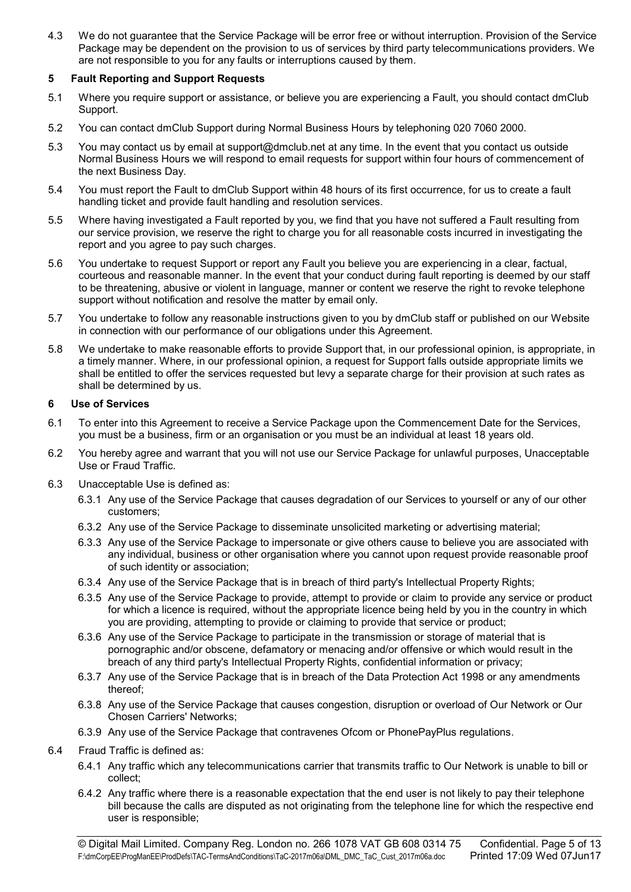4.3 We do not guarantee that the Service Package will be error free or without interruption. Provision of the Service Package may be dependent on the provision to us of services by third party telecommunications providers. We are not responsible to you for any faults or interruptions caused by them.

## 5 Fault Reporting and Support Requests

5.1 Where you require support or assistance, or believe you are experiencing a Fault, you should contact dmClub Support.

5.2 You can contact dmClub Support during Normal Business Hours by telephoning 020 7060 2000.

5.3 You may contact us by email at support@dmclub.net at any time. In the event that you contact us outside Normal Business Hours we will respond to email requests for support within four hours of commencement of the next Business Day.

5.4 You must report the Fault to dmClub Support within 48 hours of its first occurrence, for us to create a fault handling ticket and provide fault handling and resolution services.

5.5 Where having investigated a Fault reported by you, we find that you have not suffered a Fault resulting from our service provision, we reserve the right to charge you for all reasonable costs incurred in investigating the report and you agree to pay such charges.

5.6 You undertake to request Support or report any Fault you believe you are experiencing in a clear, factual, courteous and reasonable manner. In the event that your conduct during fault reporting is deemed by our staff to be threatening, abusive or violent in language, manner or content we reserve the right to revoke telephone support without notification and resolve the matter by email only.

5.7 You undertake to follow any reasonable instructions given to you by dmClub staff or published on our Website in connection with our performance of our obligations under this Agreement.

5.8 We undertake to make reasonable efforts to provide Support that, in our professional opinion, is appropriate, in a timely manner. Where, in our professional opinion, a request for Support falls outside appropriate limits we shall be entitled to offer the services requested but levy a separate charge for their provision at such rates as shall be determined by us.

## 6 Use of Services

6.1 To enter into this Agreement to receive a Service Package upon the Commencement Date for the Services, you must be a business, firm or an organisation or you must be an individual at least 18 years old.

6.2 You hereby agree and warrant that you will not use our Service Package for unlawful purposes, Unacceptable Use or Fraud Traffic.

6.3 Unacceptable Use is defined as:

- 6.3.1 Any use of the Service Package that causes degradation of our Services to yourself or any of our other customers;
- 6.3.2 Any use of the Service Package to disseminate unsolicited marketing or advertising material;
- 6.3.3 Any use of the Service Package to impersonate or give others cause to believe you are associated with any individual, business or other organisation where you cannot upon request provide reasonable proof of such identity or association;
- 6.3.4 Any use of the Service Package that is in breach of third party's Intellectual Property Rights;
- 6.3.5 Any use of the Service Package to provide, attempt to provide or claim to provide any service or product for which a licence is required, without the appropriate licence being held by you in the country in which you are providing, attempting to provide or claiming to provide that service or product;
- 6.3.6 Any use of the Service Package to participate in the transmission or storage of material that is pornographic and/or obscene, defamatory or menacing and/or offensive or which would result in the breach of any third party's Intellectual Property Rights, confidential information or privacy;
- 6.3.7 Any use of the Service Package that is in breach of the Data Protection Act 1998 or any amendments thereof;
- 6.3.8 Any use of the Service Package that causes congestion, disruption or overload of Our Network or Our Chosen Carriers' Networks;
- 6.3.9 Any use of the Service Package that contravenes Ofcom or PhonePayPlus regulations.

6.4 Fraud Traffic is defined as:

- 6.4.1 Any traffic which any telecommunications carrier that transmits traffic to Our Network is unable to bill or collect;
- 6.4.2 Any traffic where there is a reasonable expectation that the end user is not likely to pay their telephone bill because the calls are disputed as not originating from the telephone line for which the respective end user is responsible;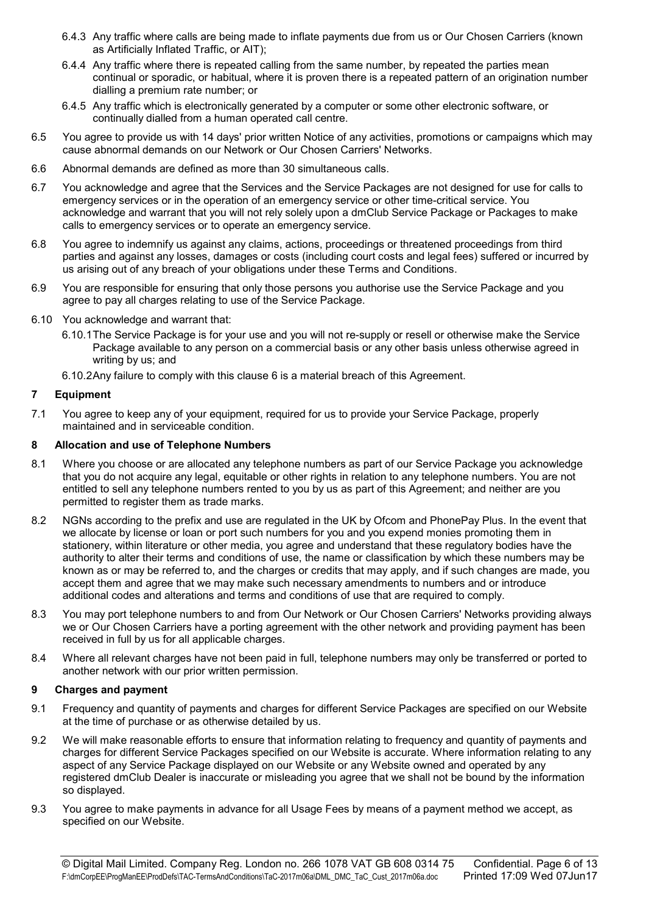6.4.3 Any traffic where calls are being made to inflate payments due from us or Our Chosen Carriers (known as Artificially Inflated Traffic, or AIT);

6.4.4 Any traffic where there is repeated calling from the same number, by repeated the parties mean continual or sporadic, or habitual, where it is proven there is a repeated pattern of an origination number dialling a premium rate number; or

6.4.5 Any traffic which is electronically generated by a computer or some other electronic software, or continually dialled from a human operated call centre.

6.5 You agree to provide us with 14 days' prior written Notice of any activities, promotions or campaigns which may cause abnormal demands on our Network or Our Chosen Carriers' Networks.

6.6 Abnormal demands are defined as more than 30 simultaneous calls.

6.7 You acknowledge and agree that the Services and the Service Packages are not designed for use for calls to emergency services or in the operation of an emergency service or other time-critical service. You acknowledge and warrant that you will not rely solely upon a dmClub Service Package or Packages to make calls to emergency services or to operate an emergency service.

6.8 You agree to indemnify us against any claims, actions, proceedings or threatened proceedings from third parties and against any losses, damages or costs (including court costs and legal fees) suffered or incurred by us arising out of any breach of your obligations under these Terms and Conditions.

6.9 You are responsible for ensuring that only those persons you authorise use the Service Package and you agree to pay all charges relating to use of the Service Package.

6.10 You acknowledge and warrant that:

6.10.1 The Service Package is for your use and you will not re-supply or resell or otherwise make the Service Package available to any person on a commercial basis or any other basis unless otherwise agreed in writing by us; and

6.10.2 Any failure to comply with this clause 6 is a material breach of this Agreement.

## 7 Equipment

7.1 You agree to keep any of your equipment, required for us to provide your Service Package, properly maintained and in serviceable condition.

## 8 Allocation and use of Telephone Numbers

8.1 Where you choose or are allocated any telephone numbers as part of our Service Package you acknowledge that you do not acquire any legal, equitable or other rights in relation to any telephone numbers. You are not entitled to sell any telephone numbers rented to you by us as part of this Agreement; and neither are you permitted to register them as trade marks.

8.2 NGNs according to the prefix and use are regulated in the UK by Ofcom and PhonePay Plus. In the event that we allocate by license or loan or port such numbers for you and you expend monies promoting them in stationery, within literature or other media, you agree and understand that these regulatory bodies have the authority to alter their terms and conditions of use, the name or classification by which these numbers may be known as or may be referred to, and the charges or credits that may apply, and if such changes are made, you accept them and agree that we may make such necessary amendments to numbers and or introduce additional codes and alterations and terms and conditions of use that are required to comply.

8.3 You may port telephone numbers to and from Our Network or Our Chosen Carriers' Networks providing always we or Our Chosen Carriers have a porting agreement with the other network and providing payment has been received in full by us for all applicable charges.

8.4 Where all relevant charges have not been paid in full, telephone numbers may only be transferred or ported to another network with our prior written permission.

## 9 Charges and payment

9.1 Frequency and quantity of payments and charges for different Service Packages are specified on our Website at the time of purchase or as otherwise detailed by us.

9.2 We will make reasonable efforts to ensure that information relating to frequency and quantity of payments and charges for different Service Packages specified on our Website is accurate. Where information relating to any aspect of any Service Package displayed on our Website or any Website owned and operated by any registered dmClub Dealer is inaccurate or misleading you agree that we shall not be bound by the information so displayed.

9.3 You agree to make payments in advance for all Usage Fees by means of a payment method we accept, as specified on our Website.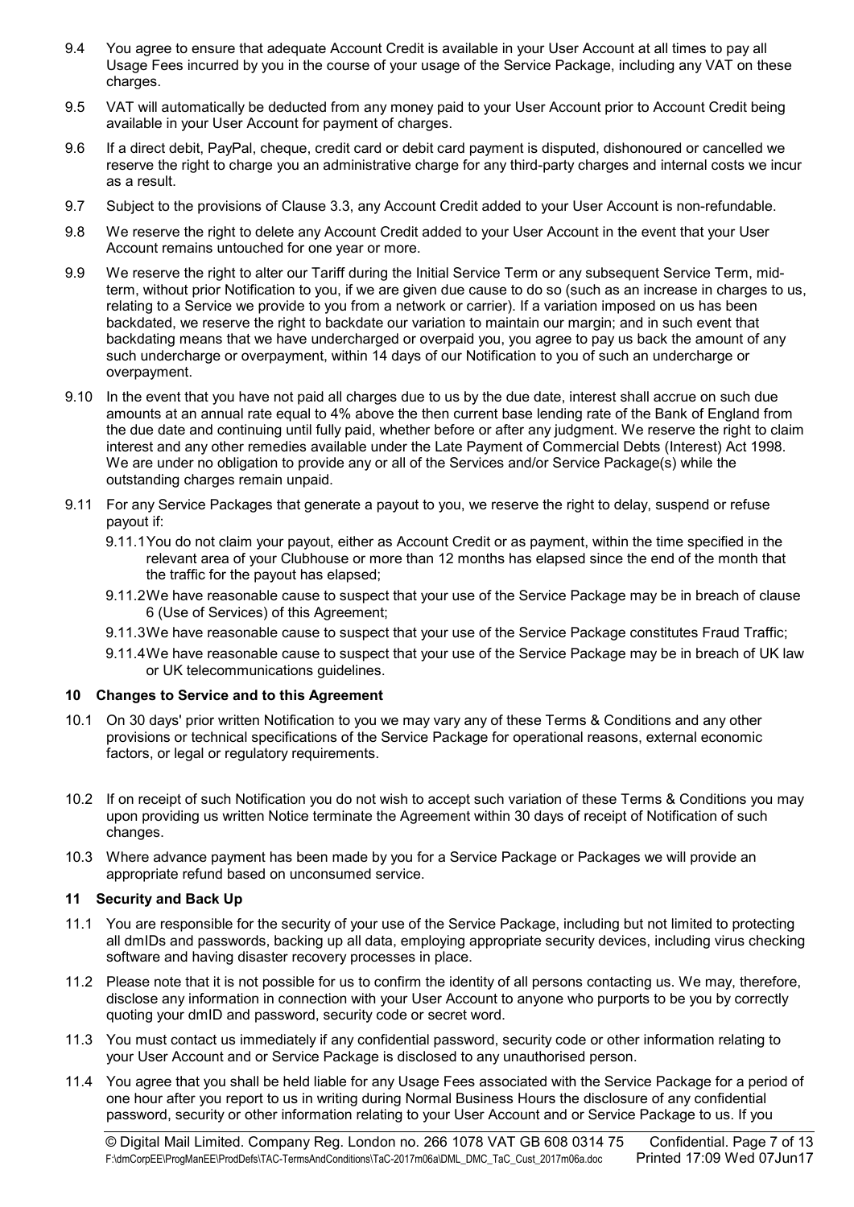9.4 You agree to ensure that adequate Account Credit is available in your User Account at all times to pay all Usage Fees incurred by you in the course of your usage of the Service Package, including any VAT on these charges.

9.5 VAT will automatically be deducted from any money paid to your User Account prior to Account Credit being available in your User Account for payment of charges.

9.6 If a direct debit, PayPal, cheque, credit card or debit card payment is disputed, dishonoured or cancelled we reserve the right to charge you an administrative charge for any third-party charges and internal costs we incur as a result.

9.7 Subject to the provisions of Clause 3.3, any Account Credit added to your User Account is non-refundable.

9.8 We reserve the right to delete any Account Credit added to your User Account in the event that your User Account remains untouched for one year or more.

9.9 We reserve the right to alter our Tariff during the Initial Service Term or any subsequent Service Term, mid-term, without prior Notification to you, if we are given due cause to do so (such as an increase in charges to us, relating to a Service we provide to you from a network or carrier). If a variation imposed on us has been backdated, we reserve the right to backdate our variation to maintain our margin; and in such event that backdating means that we have undercharged or overpaid you, you agree to pay us back the amount of any such undercharge or overpayment, within 14 days of our Notification to you of such an undercharge or overpayment.

9.10 In the event that you have not paid all charges due to us by the due date, interest shall accrue on such due amounts at an annual rate equal to 4% above the then current base lending rate of the Bank of England from the due date and continuing until fully paid, whether before or after any judgment. We reserve the right to claim interest and any other remedies available under the Late Payment of Commercial Debts (Interest) Act 1998. We are under no obligation to provide any or all of the Services and/or Service Package(s) while the outstanding charges remain unpaid.

9.11 For any Service Packages that generate a payout to you, we reserve the right to delay, suspend or refuse payout if:

9.11.1 You do not claim your payout, either as Account Credit or as payment, within the time specified in the relevant area of your Clubhouse or more than 12 months has elapsed since the end of the month that the traffic for the payout has elapsed;

9.11.2 We have reasonable cause to suspect that your use of the Service Package may be in breach of clause 6 (Use of Services) of this Agreement;

9.11.3 We have reasonable cause to suspect that your use of the Service Package constitutes Fraud Traffic;

9.11.4 We have reasonable cause to suspect that your use of the Service Package may be in breach of UK law or UK telecommunications guidelines.

## 10 Changes to Service and to this Agreement

10.1 On 30 days' prior written Notification to you we may vary any of these Terms & Conditions and any other provisions or technical specifications of the Service Package for operational reasons, external economic factors, or legal or regulatory requirements.

10.2 If on receipt of such Notification you do not wish to accept such variation of these Terms & Conditions you may upon providing us written Notice terminate the Agreement within 30 days of receipt of Notification of such changes.

10.3 Where advance payment has been made by you for a Service Package or Packages we will provide an appropriate refund based on unconsumed service.

## 11 Security and Back Up

11.1 You are responsible for the security of your use of the Service Package, including but not limited to protecting all dmIDs and passwords, backing up all data, employing appropriate security devices, including virus checking software and having disaster recovery processes in place.

11.2 Please note that it is not possible for us to confirm the identity of all persons contacting us. We may, therefore, disclose any information in connection with your User Account to anyone who purports to be you by correctly quoting your dmID and password, security code or secret word.

11.3 You must contact us immediately if any confidential password, security code or other information relating to your User Account and or Service Package is disclosed to any unauthorised person.

11.4 You agree that you shall be held liable for any Usage Fees associated with the Service Package for a period of one hour after you report to us in writing during Normal Business Hours the disclosure of any confidential password, security or other information relating to your User Account and or Service Package to us. If you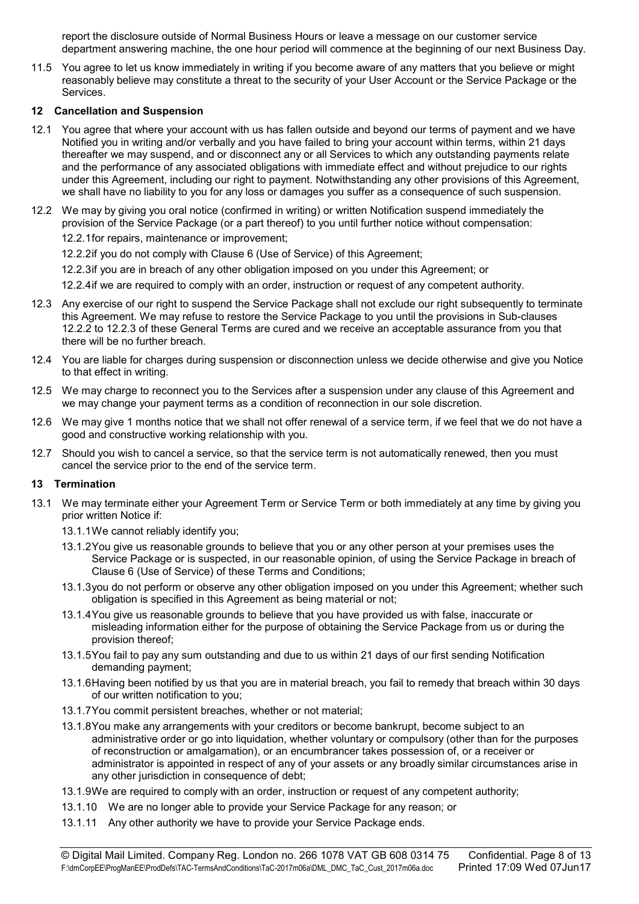report the disclosure outside of Normal Business Hours or leave a message on our customer service department answering machine, the one hour period will commence at the beginning of our next Business Day.

11.5 You agree to let us know immediately in writing if you become aware of any matters that you believe or might reasonably believe may constitute a threat to the security of your User Account or the Service Package or the Services.

## 12 Cancellation and Suspension

12.1 You agree that where your account with us has fallen outside and beyond our terms of payment and we have Notified you in writing and/or verbally and you have failed to bring your account within terms, within 21 days thereafter we may suspend, and or disconnect any or all Services to which any outstanding payments relate and the performance of any associated obligations with immediate effect and without prejudice to our rights under this Agreement, including our right to payment. Notwithstanding any other provisions of this Agreement, we shall have no liability to you for any loss or damages you suffer as a consequence of such suspension.

12.2 We may by giving you oral notice (confirmed in writing) or written Notification suspend immediately the provision of the Service Package (or a part thereof) to you until further notice without compensation:

12.2.1 for repairs, maintenance or improvement;

12.2.2 if you do not comply with Clause 6 (Use of Service) of this Agreement;

12.2.3 if you are in breach of any other obligation imposed on you under this Agreement; or

12.2.4 if we are required to comply with an order, instruction or request of any competent authority.

12.3 Any exercise of our right to suspend the Service Package shall not exclude our right subsequently to terminate this Agreement. We may refuse to restore the Service Package to you until the provisions in Sub-clauses 12.2.2 to 12.2.3 of these General Terms are cured and we receive an acceptable assurance from you that there will be no further breach.

12.4 You are liable for charges during suspension or disconnection unless we decide otherwise and give you Notice to that effect in writing.

12.5 We may charge to reconnect you to the Services after a suspension under any clause of this Agreement and we may change your payment terms as a condition of reconnection in our sole discretion.

12.6 We may give 1 months notice that we shall not offer renewal of a service term, if we feel that we do not have a good and constructive working relationship with you.

12.7 Should you wish to cancel a service, so that the service term is not automatically renewed, then you must cancel the service prior to the end of the service term.

## 13 Termination

13.1 We may terminate either your Agreement Term or Service Term or both immediately at any time by giving you prior written Notice if:

13.1.1 We cannot reliably identify you;

13.1.2 You give us reasonable grounds to believe that you or any other person at your premises uses the Service Package or is suspected, in our reasonable opinion, of using the Service Package in breach of Clause 6 (Use of Service) of these Terms and Conditions;

13.1.3 you do not perform or observe any other obligation imposed on you under this Agreement; whether such obligation is specified in this Agreement as being material or not;

13.1.4 You give us reasonable grounds to believe that you have provided us with false, inaccurate or misleading information either for the purpose of obtaining the Service Package from us or during the provision thereof;

13.1.5 You fail to pay any sum outstanding and due to us within 21 days of our first sending Notification demanding payment;

13.1.6 Having been notified by us that you are in material breach, you fail to remedy that breach within 30 days of our written notification to you;

13.1.7 You commit persistent breaches, whether or not material;

13.1.8 You make any arrangements with your creditors or become bankrupt, become subject to an administrative order or go into liquidation, whether voluntary or compulsory (other than for the purposes of reconstruction or amalgamation), or an encumbrancer takes possession of, or a receiver or administrator is appointed in respect of any of your assets or any broadly similar circumstances arise in any other jurisdiction in consequence of debt;

13.1.9 We are required to comply with an order, instruction or request of any competent authority;

13.1.10 We are no longer able to provide your Service Package for any reason; or

13.1.11 Any other authority we have to provide your Service Package ends.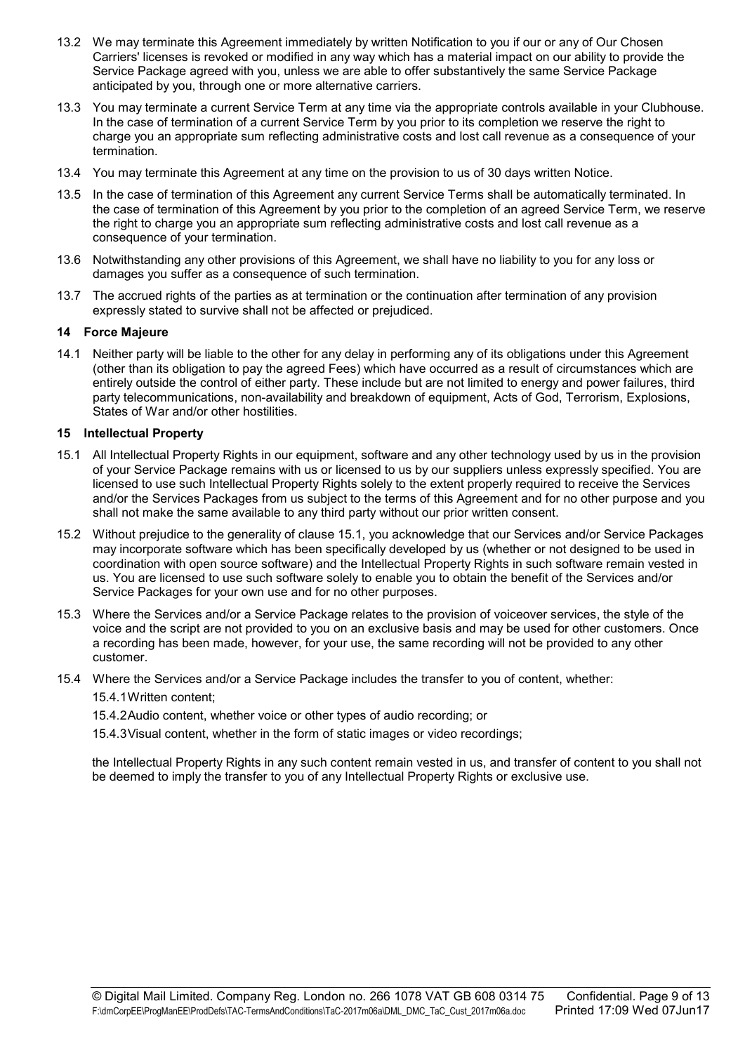13.2 We may terminate this Agreement immediately by written Notification to you if our or any of Our Chosen Carriers' licenses is revoked or modified in any way which has a material impact on our ability to provide the Service Package agreed with you, unless we are able to offer substantively the same Service Package anticipated by you, through one or more alternative carriers.

13.3 You may terminate a current Service Term at any time via the appropriate controls available in your Clubhouse. In the case of termination of a current Service Term by you prior to its completion we reserve the right to charge you an appropriate sum reflecting administrative costs and lost call revenue as a consequence of your termination.

13.4 You may terminate this Agreement at any time on the provision to us of 30 days written Notice.

13.5 In the case of termination of this Agreement any current Service Terms shall be automatically terminated. In the case of termination of this Agreement by you prior to the completion of an agreed Service Term, we reserve the right to charge you an appropriate sum reflecting administrative costs and lost call revenue as a consequence of your termination.

13.6 Notwithstanding any other provisions of this Agreement, we shall have no liability to you for any loss or damages you suffer as a consequence of such termination.

13.7 The accrued rights of the parties as at termination or the continuation after termination of any provision expressly stated to survive shall not be affected or prejudiced.

### 14 Force Majeure

14.1 Neither party will be liable to the other for any delay in performing any of its obligations under this Agreement (other than its obligation to pay the agreed Fees) which have occurred as a result of circumstances which are entirely outside the control of either party. These include but are not limited to energy and power failures, third party telecommunications, non-availability and breakdown of equipment, Acts of God, Terrorism, Explosions, States of War and/or other hostilities.

### 15 Intellectual Property

15.1 All Intellectual Property Rights in our equipment, software and any other technology used by us in the provision of your Service Package remains with us or licensed to us by our suppliers unless expressly specified. You are licensed to use such Intellectual Property Rights solely to the extent properly required to receive the Services and/or the Services Packages from us subject to the terms of this Agreement and for no other purpose and you shall not make the same available to any third party without our prior written consent.

15.2 Without prejudice to the generality of clause 15.1, you acknowledge that our Services and/or Service Packages may incorporate software which has been specifically developed by us (whether or not designed to be used in coordination with open source software) and the Intellectual Property Rights in such software remain vested in us. You are licensed to use such software solely to enable you to obtain the benefit of the Services and/or Service Packages for your own use and for no other purposes.

15.3 Where the Services and/or a Service Package relates to the provision of voiceover services, the style of the voice and the script are not provided to you on an exclusive basis and may be used for other customers. Once a recording has been made, however, for your use, the same recording will not be provided to any other customer.

15.4 Where the Services and/or a Service Package includes the transfer to you of content, whether:

15.4.1 Written content;

15.4.2 Audio content, whether voice or other types of audio recording; or

15.4.3 Visual content, whether in the form of static images or video recordings;

the Intellectual Property Rights in any such content remain vested in us, and transfer of content to you shall not be deemed to imply the transfer to you of any Intellectual Property Rights or exclusive use.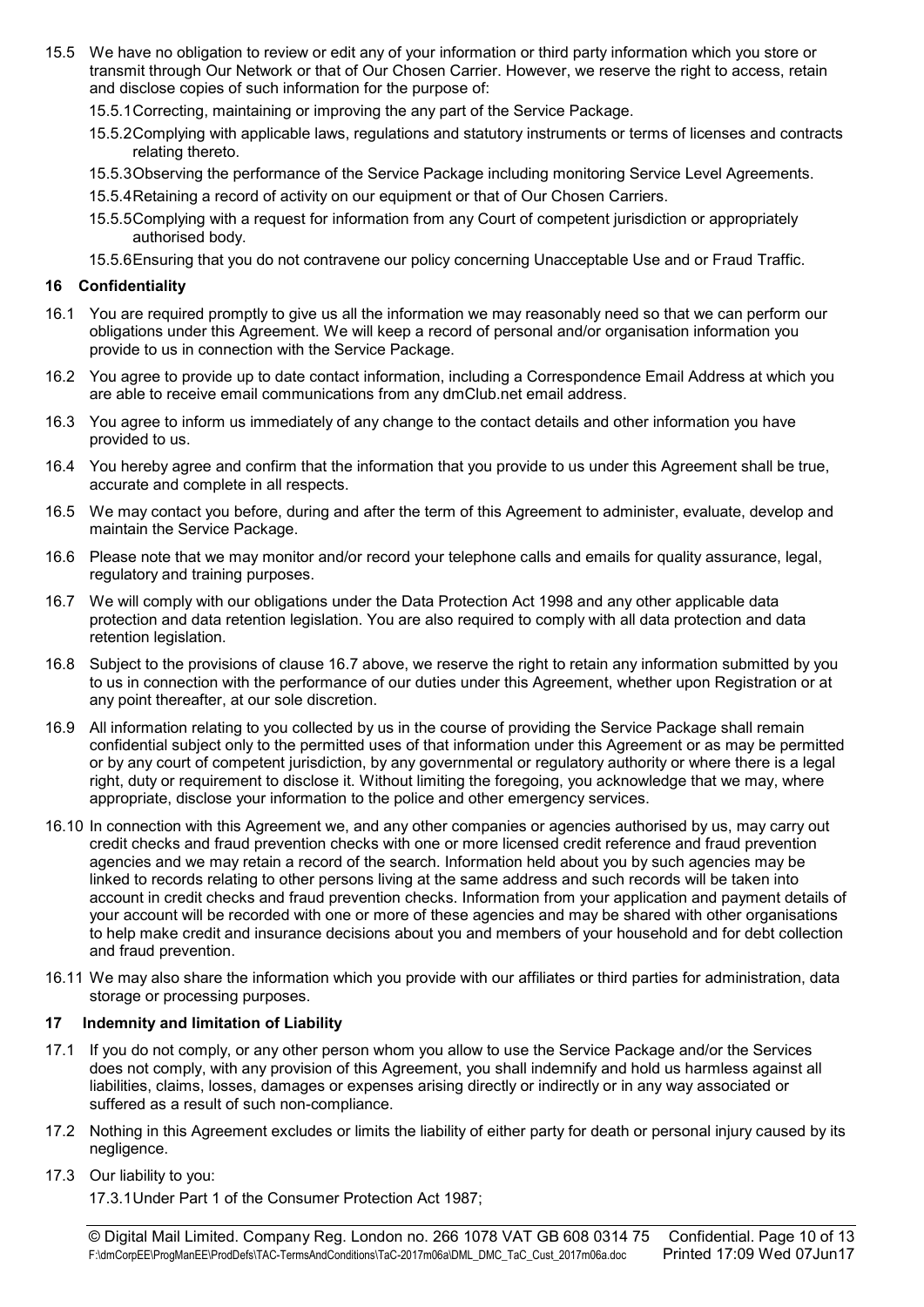15.5 We have no obligation to review or edit any of your information or third party information which you store or transmit through Our Network or that of Our Chosen Carrier. However, we reserve the right to access, retain and disclose copies of such information for the purpose of:

15.5.1 Correcting, maintaining or improving the any part of the Service Package.

15.5.2 Complying with applicable laws, regulations and statutory instruments or terms of licenses and contracts relating thereto.

15.5.3 Observing the performance of the Service Package including monitoring Service Level Agreements.

15.5.4 Retaining a record of activity on our equipment or that of Our Chosen Carriers.

15.5.5 Complying with a request for information from any Court of competent jurisdiction or appropriately authorised body.

15.5.6 Ensuring that you do not contravene our policy concerning Unacceptable Use and or Fraud Traffic.

## 16 Confidentiality

16.1 You are required promptly to give us all the information we may reasonably need so that we can perform our obligations under this Agreement. We will keep a record of personal and/or organisation information you provide to us in connection with the Service Package.

16.2 You agree to provide up to date contact information, including a Correspondence Email Address at which you are able to receive email communications from any dmClub.net email address.

16.3 You agree to inform us immediately of any change to the contact details and other information you have provided to us.

16.4 You hereby agree and confirm that the information that you provide to us under this Agreement shall be true, accurate and complete in all respects.

16.5 We may contact you before, during and after the term of this Agreement to administer, evaluate, develop and maintain the Service Package.

16.6 Please note that we may monitor and/or record your telephone calls and emails for quality assurance, legal, regulatory and training purposes.

16.7 We will comply with our obligations under the Data Protection Act 1998 and any other applicable data protection and data retention legislation. You are also required to comply with all data protection and data retention legislation.

16.8 Subject to the provisions of clause 16.7 above, we reserve the right to retain any information submitted by you to us in connection with the performance of our duties under this Agreement, whether upon Registration or at any point thereafter, at our sole discretion.

16.9 All information relating to you collected by us in the course of providing the Service Package shall remain confidential subject only to the permitted uses of that information under this Agreement or as may be permitted or by any court of competent jurisdiction, by any governmental or regulatory authority or where there is a legal right, duty or requirement to disclose it. Without limiting the foregoing, you acknowledge that we may, where appropriate, disclose your information to the police and other emergency services.

16.10 In connection with this Agreement we, and any other companies or agencies authorised by us, may carry out credit checks and fraud prevention checks with one or more licensed credit reference and fraud prevention agencies and we may retain a record of the search. Information held about you by such agencies may be linked to records relating to other persons living at the same address and such records will be taken into account in credit checks and fraud prevention checks. Information from your application and payment details of your account will be recorded with one or more of these agencies and may be shared with other organisations to help make credit and insurance decisions about you and members of your household and for debt collection and fraud prevention.

16.11 We may also share the information which you provide with our affiliates or third parties for administration, data storage or processing purposes.

## 17 Indemnity and limitation of Liability

17.1 If you do not comply, or any other person whom you allow to use the Service Package and/or the Services does not comply, with any provision of this Agreement, you shall indemnify and hold us harmless against all liabilities, claims, losses, damages or expenses arising directly or indirectly or in any way associated or suffered as a result of such non-compliance.

17.2 Nothing in this Agreement excludes or limits the liability of either party for death or personal injury caused by its negligence.

17.3 Our liability to you:

17.3.1 Under Part 1 of the Consumer Protection Act 1987;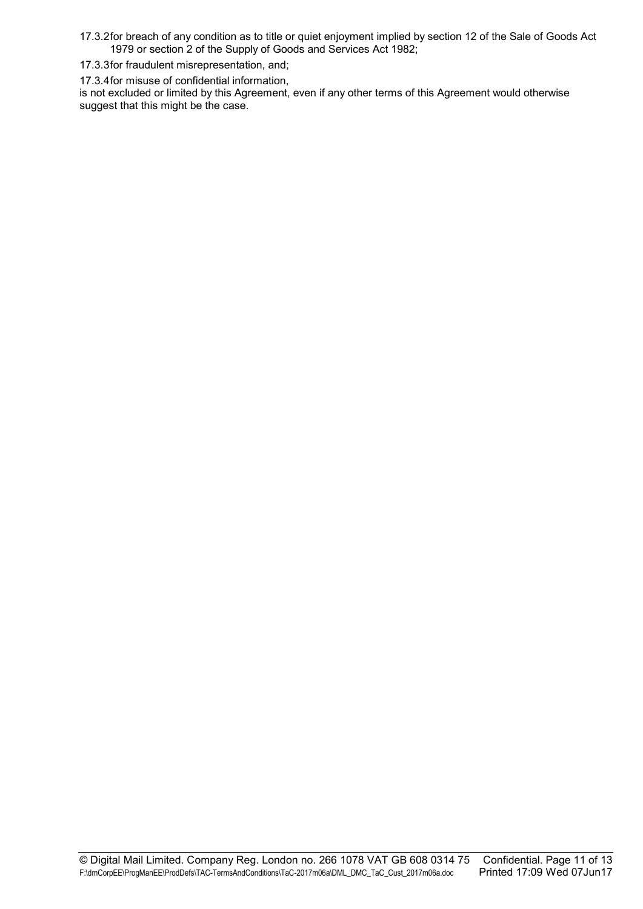17.3.2 for breach of any condition as to title or quiet enjoyment implied by section 12 of the Sale of Goods Act 1979 or section 2 of the Supply of Goods and Services Act 1982;

17.3.3 for fraudulent misrepresentation, and;

17.3.4 for misuse of confidential information,

is not excluded or limited by this Agreement, even if any other terms of this Agreement would otherwise suggest that this might be the case.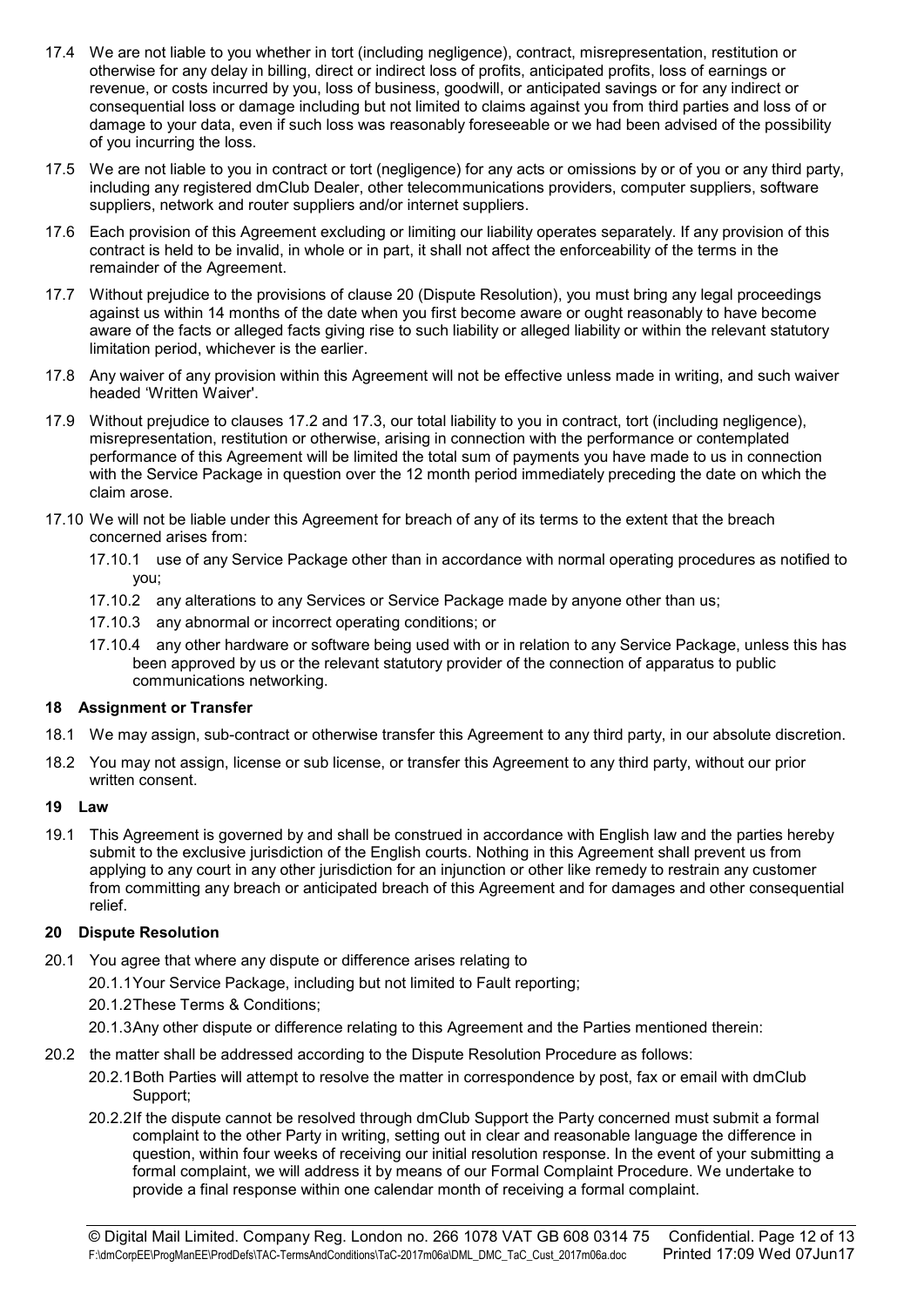17.4 We are not liable to you whether in tort (including negligence), contract, misrepresentation, restitution or otherwise for any delay in billing, direct or indirect loss of profits, anticipated profits, loss of earnings or revenue, or costs incurred by you, loss of business, goodwill, or anticipated savings or for any indirect or consequential loss or damage including but not limited to claims against you from third parties and loss of or damage to your data, even if such loss was reasonably foreseeable or we had been advised of the possibility of you incurring the loss.

17.5 We are not liable to you in contract or tort (negligence) for any acts or omissions by or of you or any third party, including any registered dmClub Dealer, other telecommunications providers, computer suppliers, software suppliers, network and router suppliers and/or internet suppliers.

17.6 Each provision of this Agreement excluding or limiting our liability operates separately. If any provision of this contract is held to be invalid, in whole or in part, it shall not affect the enforceability of the terms in the remainder of the Agreement.

17.7 Without prejudice to the provisions of clause 20 (Dispute Resolution), you must bring any legal proceedings against us within 14 months of the date when you first become aware or ought reasonably to have become aware of the facts or alleged facts giving rise to such liability or alleged liability or within the relevant statutory limitation period, whichever is the earlier.

17.8 Any waiver of any provision within this Agreement will not be effective unless made in writing, and such waiver headed 'Written Waiver'.

17.9 Without prejudice to clauses 17.2 and 17.3, our total liability to you in contract, tort (including negligence), misrepresentation, restitution or otherwise, arising in connection with the performance or contemplated performance of this Agreement will be limited the total sum of payments you have made to us in connection with the Service Package in question over the 12 month period immediately preceding the date on which the claim arose.

17.10 We will not be liable under this Agreement for breach of any of its terms to the extent that the breach concerned arises from:

- 17.10.1 use of any Service Package other than in accordance with normal operating procedures as notified to you;
- 17.10.2 any alterations to any Services or Service Package made by anyone other than us;
- 17.10.3 any abnormal or incorrect operating conditions; or
- 17.10.4 any other hardware or software being used with or in relation to any Service Package, unless this has been approved by us or the relevant statutory provider of the connection of apparatus to public communications networking.

## 18 Assignment or Transfer

18.1 We may assign, sub-contract or otherwise transfer this Agreement to any third party, in our absolute discretion.

18.2 You may not assign, license or sub license, or transfer this Agreement to any third party, without our prior written consent.

## 19 Law

19.1 This Agreement is governed by and shall be construed in accordance with English law and the parties hereby submit to the exclusive jurisdiction of the English courts. Nothing in this Agreement shall prevent us from applying to any court in any other jurisdiction for an injunction or other like remedy to restrain any customer from committing any breach or anticipated breach of this Agreement and for damages and other consequential relief.

## 20 Dispute Resolution

20.1 You agree that where any dispute or difference arises relating to

- 20.1.1 Your Service Package, including but not limited to Fault reporting;
- 20.1.2 These Terms & Conditions;
- 20.1.3 Any other dispute or difference relating to this Agreement and the Parties mentioned therein:

20.2 the matter shall be addressed according to the Dispute Resolution Procedure as follows:

- 20.2.1 Both Parties will attempt to resolve the matter in correspondence by post, fax or email with dmClub Support;
- 20.2.2 If the dispute cannot be resolved through dmClub Support the Party concerned must submit a formal complaint to the other Party in writing, setting out in clear and reasonable language the difference in question, within four weeks of receiving our initial resolution response. In the event of your submitting a formal complaint, we will address it by means of our Formal Complaint Procedure. We undertake to provide a final response within one calendar month of receiving a formal complaint.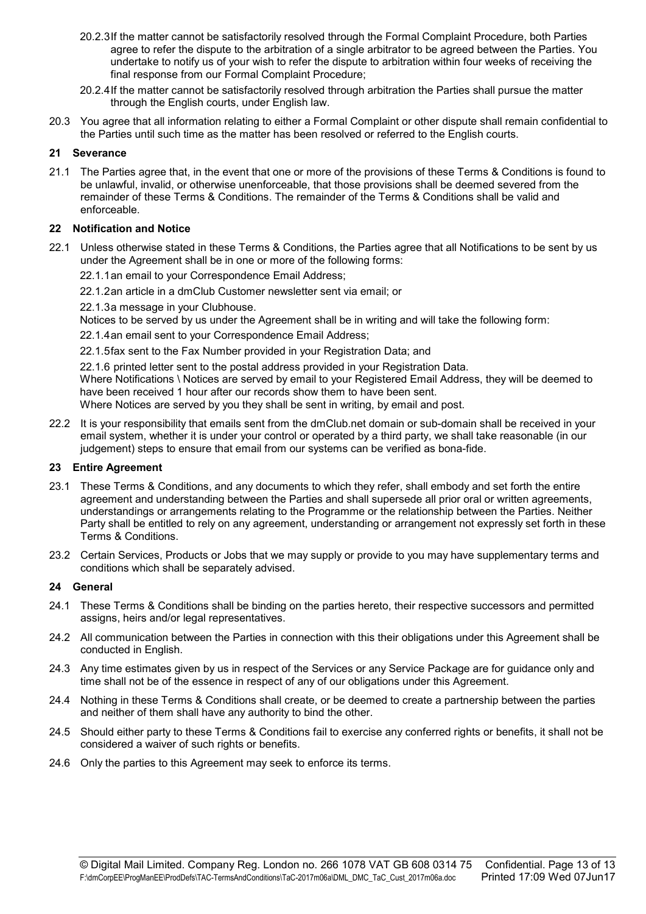20.2.3 If the matter cannot be satisfactorily resolved through the Formal Complaint Procedure, both Parties agree to refer the dispute to the arbitration of a single arbitrator to be agreed between the Parties. You undertake to notify us of your wish to refer the dispute to arbitration within four weeks of receiving the final response from our Formal Complaint Procedure;

20.2.4 If the matter cannot be satisfactorily resolved through arbitration the Parties shall pursue the matter through the English courts, under English law.

20.3 You agree that all information relating to either a Formal Complaint or other dispute shall remain confidential to the Parties until such time as the matter has been resolved or referred to the English courts.

## 21 Severance

21.1 The Parties agree that, in the event that one or more of the provisions of these Terms & Conditions is found to be unlawful, invalid, or otherwise unenforceable, that those provisions shall be deemed severed from the remainder of these Terms & Conditions. The remainder of the Terms & Conditions shall be valid and enforceable.

## 22 Notification and Notice

22.1 Unless otherwise stated in these Terms & Conditions, the Parties agree that all Notifications to be sent by us under the Agreement shall be in one or more of the following forms:

22.1.1 an email to your Correspondence Email Address;

22.1.2 an article in a dmClub Customer newsletter sent via email; or

22.1.3 a message in your Clubhouse.

Notices to be served by us under the Agreement shall be in writing and will take the following form:

22.1.4 an email sent to your Correspondence Email Address;

22.1.5 fax sent to the Fax Number provided in your Registration Data; and

22.1.6 printed letter sent to the postal address provided in your Registration Data.

Where Notifications \ Notices are served by email to your Registered Email Address, they will be deemed to have been received 1 hour after our records show them to have been sent.

Where Notices are served by you they shall be sent in writing, by email and post.

22.2 It is your responsibility that emails sent from the dmClub.net domain or sub-domain shall be received in your email system, whether it is under your control or operated by a third party, we shall take reasonable (in our judgement) steps to ensure that email from our systems can be verified as bona-fide.

## 23 Entire Agreement

23.1 These Terms & Conditions, and any documents to which they refer, shall embody and set forth the entire agreement and understanding between the Parties and shall supersede all prior oral or written agreements, understandings or arrangements relating to the Programme or the relationship between the Parties. Neither Party shall be entitled to rely on any agreement, understanding or arrangement not expressly set forth in these Terms & Conditions.

23.2 Certain Services, Products or Jobs that we may supply or provide to you may have supplementary terms and conditions which shall be separately advised.

## 24 General

24.1 These Terms & Conditions shall be binding on the parties hereto, their respective successors and permitted assigns, heirs and/or legal representatives.

24.2 All communication between the Parties in connection with this their obligations under this Agreement shall be conducted in English.

24.3 Any time estimates given by us in respect of the Services or any Service Package are for guidance only and time shall not be of the essence in respect of any of our obligations under this Agreement.

24.4 Nothing in these Terms & Conditions shall create, or be deemed to create a partnership between the parties and neither of them shall have any authority to bind the other.

24.5 Should either party to these Terms & Conditions fail to exercise any conferred rights or benefits, it shall not be considered a waiver of such rights or benefits.

24.6 Only the parties to this Agreement may seek to enforce its terms.